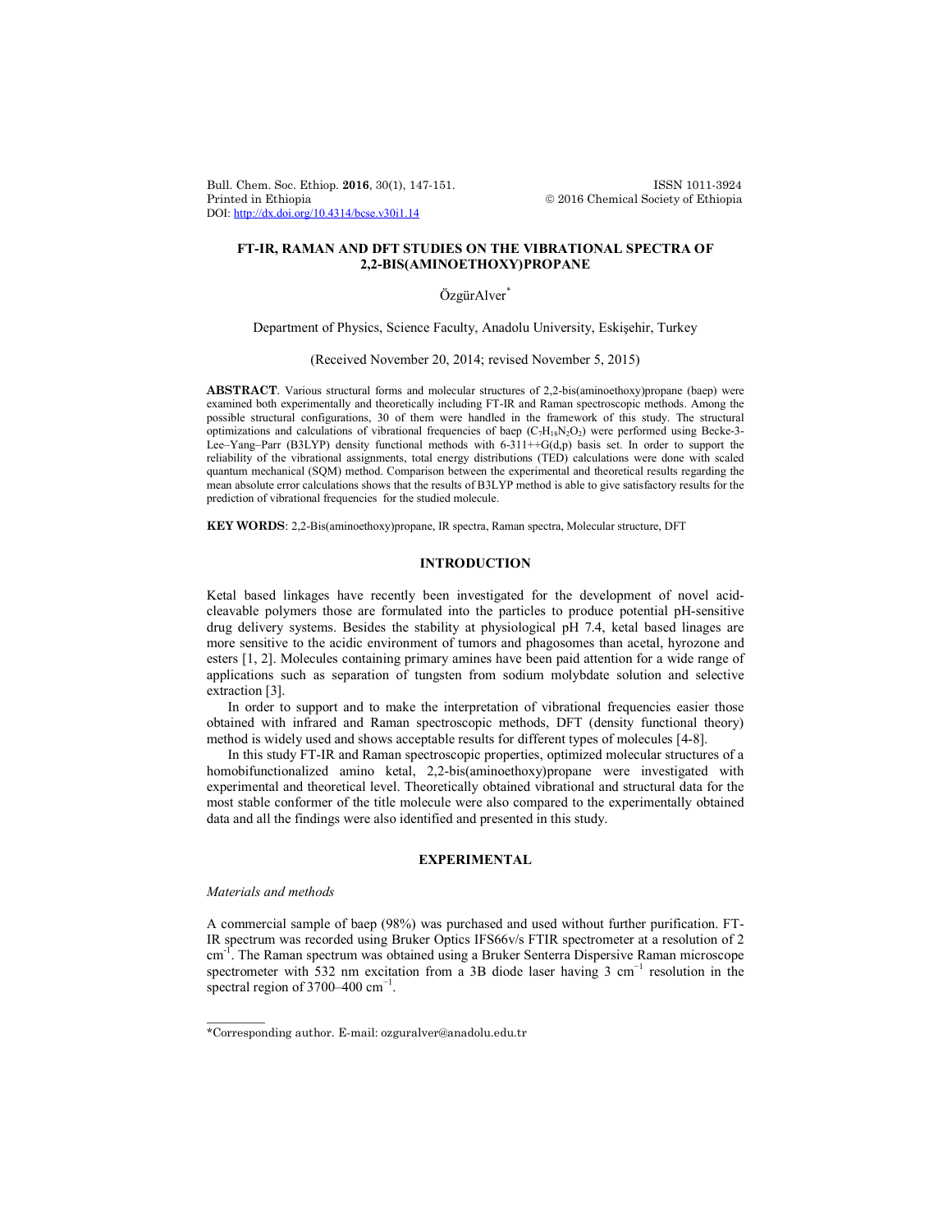# FT-IR, RAMAN AND DFT STUDIES ON THE VIBRATIONAL SPECTRA OF 2,2-BIS(AMINOETHOXY)PROPANE

ÖzgürAlver*

Department of Physics, Science Faculty, Anadolu University, Eskişehir, Turkey

(Received November 20, 2014; revised November 5, 2015)

**ABSTRACT**. Various structural forms and molecular structures of 2,2-bis(aminoethoxy)propane (baep) were examined both experimentally and theoretically including FT-IR and Raman spectroscopic methods. Among the possible structural configurations, 30 of them were handled in the framework of this study. The structural optimizations and calculations of vibrational frequencies of baep ($C_7H_{18}N_2O_2$) were performed using Becke-3-Lee–Yang–Parr (B3LYP) density functional methods with 6-311++G(d,p) basis set. In order to support the reliability of the vibrational assignments, total energy distributions (TED) calculations were done with scaled quantum mechanical (SQM) method. Comparison between the experimental and theoretical results regarding the mean absolute error calculations shows that the results of B3LYP method is able to give satisfactory results for the prediction of vibrational frequencies for the studied molecule.

**KEY WORDS**: 2,2-Bis(aminoethoxy)propane, IR spectra, Raman spectra, Molecular structure, DFT

## INTRODUCTION

Ketal based linkages have recently been investigated for the development of novel acid-cleavable polymers those are formulated into the particles to produce potential pH-sensitive drug delivery systems. Besides the stability at physiological pH 7.4, ketal based linages are more sensitive to the acidic environment of tumors and phagosomes than acetal, hyrozone and esters [1, 2]. Molecules containing primary amines have been paid attention for a wide range of applications such as separation of tungsten from sodium molybdate solution and selective extraction [3].

In order to support and to make the interpretation of vibrational frequencies easier those obtained with infrared and Raman spectroscopic methods, DFT (density functional theory) method is widely used and shows acceptable results for different types of molecules [4-8].

In this study FT-IR and Raman spectroscopic properties, optimized molecular structures of a homobifunctionalized amino ketal, 2,2-bis(aminoethoxy)propane were investigated with experimental and theoretical level. Theoretically obtained vibrational and structural data for the most stable conformer of the title molecule were also compared to the experimentally obtained data and all the findings were also identified and presented in this study.

## EXPERIMENTAL

### *Materials and methods*

A commercial sample of baep (98%) was purchased and used without further purification. FT-IR spectrum was recorded using Bruker Optics IFS66v/s FTIR spectrometer at a resolution of 2 $cm^{-1}$. The Raman spectrum was obtained using a Bruker Senterra Dispersive Raman microscope spectrometer with 532 nm excitation from a 3B diode laser having 3 $cm^{-1}$ resolution in the spectral region of 3700–400 $cm^{-1}$.

*Corresponding author. E-mail: ozguralver@anadolu.edu.tr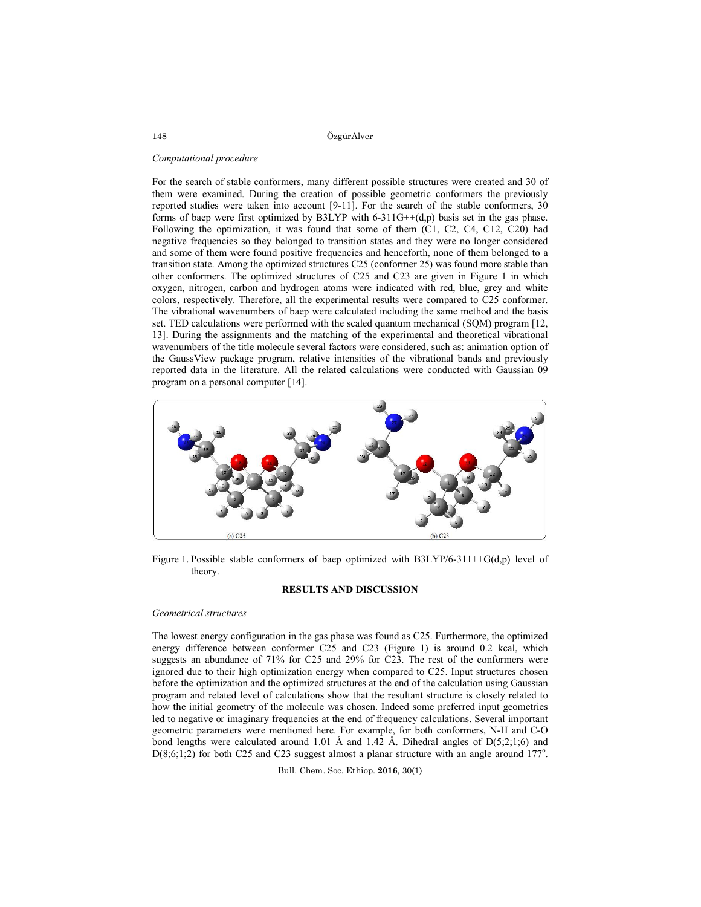*Computational procedure*

For the search of stable conformers, many different possible structures were created and 30 of them were examined. During the creation of possible geometric conformers the previously reported studies were taken into account [9-11]. For the search of the stable conformers, 30 forms of baep were first optimized by B3LYP with 6-311G++(d,p) basis set in the gas phase. Following the optimization, it was found that some of them (C1, C2, C4, C12, C20) had negative frequencies so they belonged to transition states and they were no longer considered and some of them were found positive frequencies and henceforth, none of them belonged to a transition state. Among the optimized structures C25 (conformer 25) was found more stable than other conformers. The optimized structures of C25 and C23 are given in Figure 1 in which oxygen, nitrogen, carbon and hydrogen atoms were indicated with red, blue, grey and white colors, respectively. Therefore, all the experimental results were compared to C25 conformer. The vibrational wavenumbers of baep were calculated including the same method and the basis set. TED calculations were performed with the scaled quantum mechanical (SQM) program [12, 13]. During the assignments and the matching of the experimental and theoretical vibrational wavenumbers of the title molecule several factors were considered, such as: animation option of the GaussView package program, relative intensities of the vibrational bands and previously reported data in the literature. All the related calculations were conducted with Gaussian 09 program on a personal computer [14].

Figure 1. Possible stable conformers of baep optimized with B3LYP/6-311++G(d,p) level of theory.

## RESULTS AND DISCUSSION

*Geometrical structures*

The lowest energy configuration in the gas phase was found as C25. Furthermore, the optimized energy difference between conformer C25 and C23 (Figure 1) is around 0.2 kcal, which suggests an abundance of 71% for C25 and 29% for C23. The rest of the conformers were ignored due to their high optimization energy when compared to C25. Input structures chosen before the optimization and the optimized structures at the end of the calculation using Gaussian program and related level of calculations show that the resultant structure is closely related to how the initial geometry of the molecule was chosen. Indeed some preferred input geometries led to negative or imaginary frequencies at the end of frequency calculations. Several important geometric parameters were mentioned here. For example, for both conformers, N-H and C-O bond lengths were calculated around 1.01 Å and 1.42 Å. Dihedral angles of D(5;2;1;6) and D(8;6;1;2) for both C25 and C23 suggest almost a planar structure with an angle around 177°.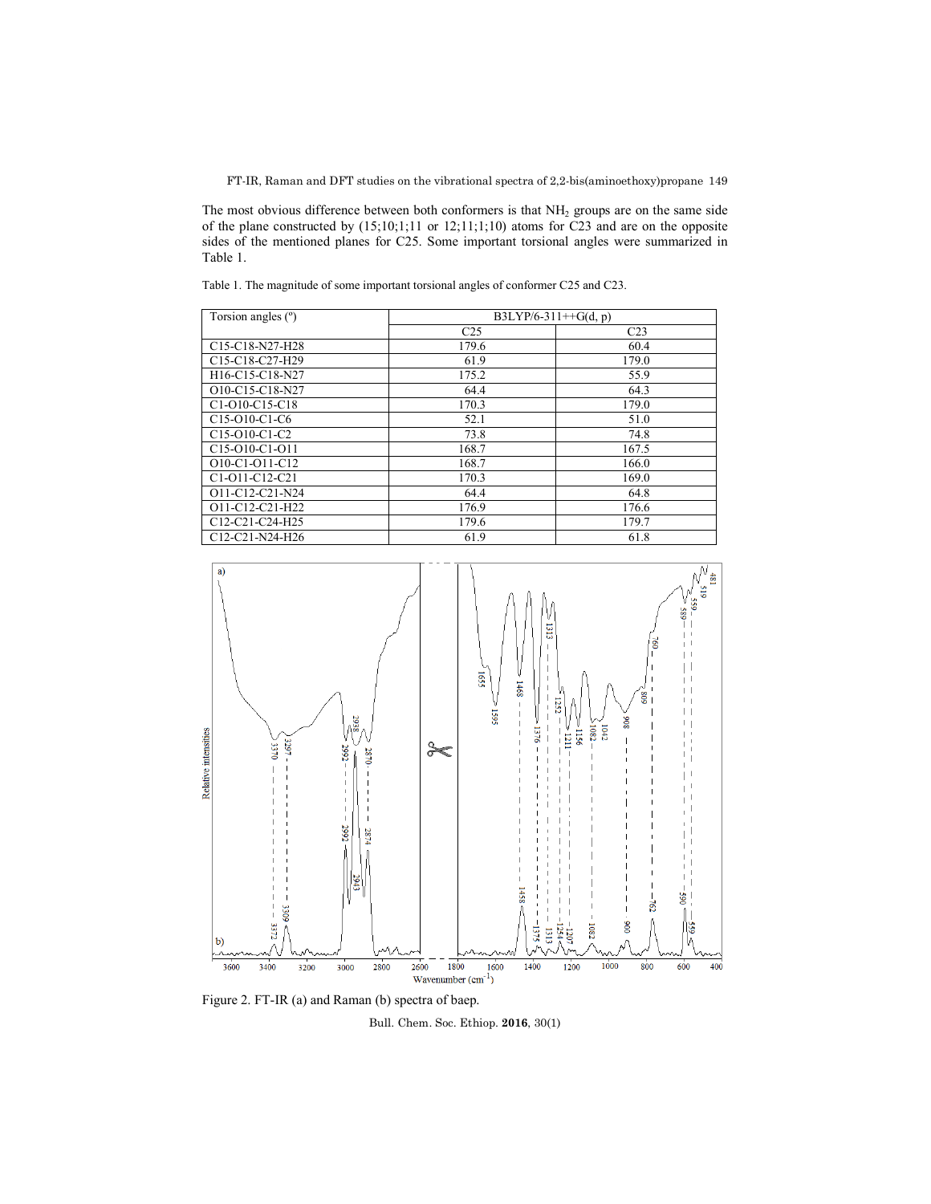The most obvious difference between both conformers is that $NH_2$ groups are on the same side of the plane constructed by (15;10;1;11 or 12;11;1;10) atoms for C23 and are on the opposite sides of the mentioned planes for C25. Some important torsional angles were summarized in Table 1.

Table 1. The magnitude of some important torsional angles of conformer C25 and C23.

| Torsion angles (°) | B3LYP/6-311++G(d, p) | |
|---|---|---|
| | C25 | C23 |
| C15-C18-N27-H28 | 179.6 | 60.4 |
| C15-C18-C27-H29 | 61.9 | 179.0 |
| H16-C15-C18-N27 | 175.2 | 55.9 |
| O10-C15-C18-N27 | 64.4 | 64.3 |
| C1-O10-C15-C18 | 170.3 | 179.0 |
| C15-O10-C1-C6 | 52.1 | 51.0 |
| C15-O10-C1-C2 | 73.8 | 74.8 |
| C15-O10-C1-O11 | 168.7 | 167.5 |
| O10-C1-O11-C12 | 168.7 | 166.0 |
| C1-O11-C12-C21 | 170.3 | 169.0 |
| O11-C12-C21-N24 | 64.4 | 64.8 |
| O11-C12-C21-H22 | 176.9 | 176.6 |
| C12-C21-C24-H25 | 179.6 | 179.7 |
| C12-C21-N24-H26 | 61.9 | 61.8 |

Figure 2. FT-IR (a) and Raman (b) spectra of baep.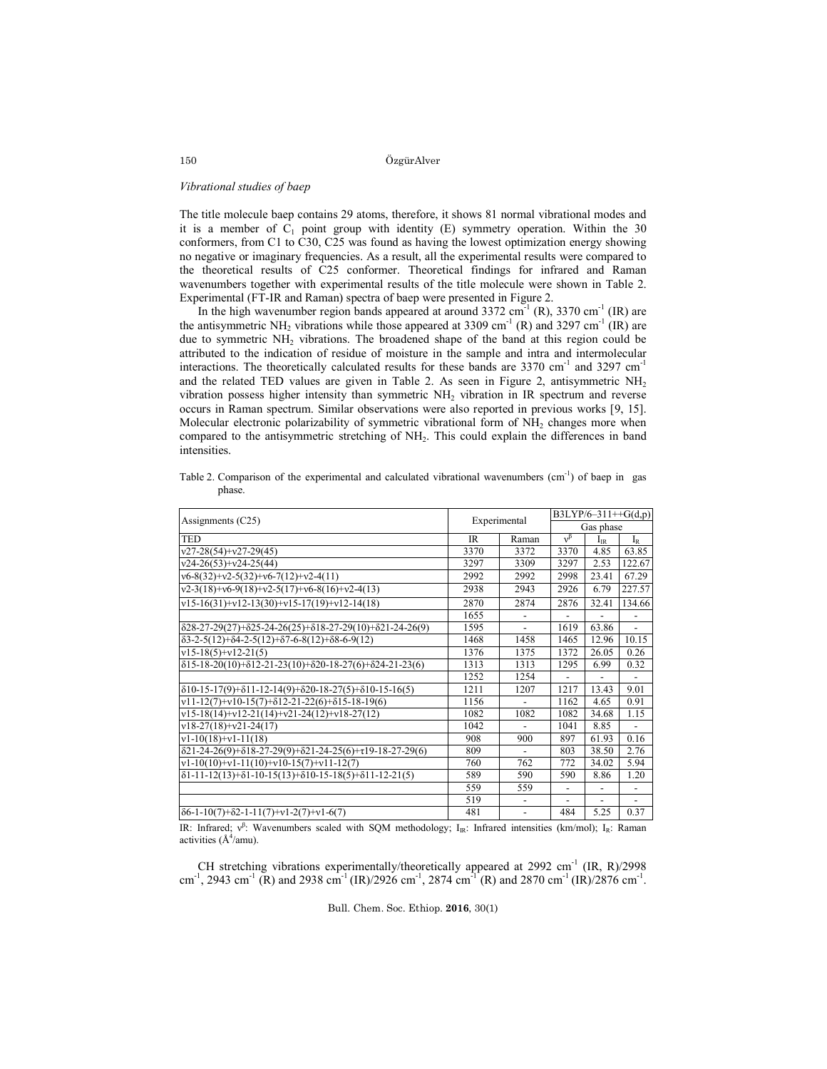*Vibrational studies of baep*

The title molecule baep contains 29 atoms, therefore, it shows 81 normal vibrational modes and it is a member of $C_1$ point group with identity (E) symmetry operation. Within the 30 conformers, from C1 to C30, C25 was found as having the lowest optimization energy showing no negative or imaginary frequencies. As a result, all the experimental results were compared to the theoretical results of C25 conformer. Theoretical findings for infrared and Raman wavenumbers together with experimental results of the title molecule were shown in Table 2. Experimental (FT-IR and Raman) spectra of baep were presented in Figure 2.

In the high wavenumber region bands appeared at around 3372 $cm^{-1}$ (R), 3370 $cm^{-1}$ (IR) are the antisymmetric $NH_2$ vibrations while those appeared at 3309 $cm^{-1}$ (R) and 3297 $cm^{-1}$ (IR) are due to symmetric $NH_2$ vibrations. The broadened shape of the band at this region could be attributed to the indication of residue of moisture in the sample and intra and intermolecular interactions. The theoretically calculated results for these bands are 3370 $cm^{-1}$ and 3297 $cm^{-1}$ and the related TED values are given in Table 2. As seen in Figure 2, antisymmetric $NH_2$ vibration possess higher intensity than symmetric $NH_2$ vibration in IR spectrum and reverse occurs in Raman spectrum. Similar observations were also reported in previous works [9, 15]. Molecular electronic polarizability of symmetric vibrational form of $NH_2$ changes more when compared to the antisymmetric stretching of $NH_2$. This could explain the differences in band intensities.

Table 2. Comparison of the experimental and calculated vibrational wavenumbers ($cm^{-1}$) of baep in gas phase.

| Assignments (C25) | Experimental | | B3LYP/6–311++G(d,p) | | |
|---|---|---|---|---|---|
| | | | Gas phase | | |
| TED | IR | Raman | $\nu^{\beta}$ | $I_{IR}$ | $I_R$ |
| ν27-28(54)+ν27-29(45) | 3370 | 3372 | 3370 | 4.85 | 63.85 |
| ν24-26(53)+ν24-25(44) | 3297 | 3309 | 3297 | 2.53 | 122.67 |
| ν6-8(32)+ν2-5(32)+ν6-7(12)+ν2-4(11) | 2992 | 2992 | 2998 | 23.41 | 67.29 |
| ν2-3(18)+ν6-9(18)+ν2-5(17)+ν6-8(16)+ν2-4(13) | 2938 | 2943 | 2926 | 6.79 | 227.57 |
| ν15-16(31)+ν12-13(30)+ν15-17(19)+ν12-14(18) | 2870 | 2874 | 2876 | 32.41 | 134.66 |
| | 1655 | - | - | - | - |
| δ28-27-29(27)+δ25-24-26(25)+δ18-27-29(10)+δ21-24-26(9) | 1595 | - | 1619 | 63.86 | - |
| δ3-2-5(12)+δ4-2-5(12)+δ7-6-8(12)+δ8-6-9(12) | 1468 | 1458 | 1465 | 12.96 | 10.15 |
| ν15-18(5)+ν12-21(5) | 1376 | 1375 | 1372 | 26.05 | 0.26 |
| δ15-18-20(10)+δ12-21-23(10)+δ20-18-27(6)+δ24-21-23(6) | 1313 | 1313 | 1295 | 6.99 | 0.32 |
| | 1252 | 1254 | - | - | - |
| δ10-15-17(9)+δ11-12-14(9)+δ20-18-27(5)+δ10-15-16(5) | 1211 | 1207 | 1217 | 13.43 | 9.01 |
| ν11-12(7)+ν10-15(7)+δ12-21-22(6)+δ15-18-19(6) | 1156 | - | 1162 | 4.65 | 0.91 |
| ν15-18(14)+ν12-21(14)+ν21-24(12)+ν18-27(12) | 1082 | 1082 | 1082 | 34.68 | 1.15 |
| ν18-27(18)+ν21-24(17) | 1042 | - | 1041 | 8.85 | - |
| ν1-10(18)+ν1-11(18) | 908 | 900 | 897 | 61.93 | 0.16 |
| δ21-24-26(9)+δ18-27-29(9)+δ21-24-25(6)+τ19-18-27-29(6) | 809 | - | 803 | 38.50 | 2.76 |
| ν1-10(10)+ν1-11(10)+ν10-15(7)+ν11-12(7) | 760 | 762 | 772 | 34.02 | 5.94 |
| δ1-11-12(13)+δ1-10-15(13)+δ10-15-18(5)+δ11-12-21(5) | 589 | 590 | 590 | 8.86 | 1.20 |
| | 559 | 559 | - | - | - |
| | 519 | - | - | - | - |
| δ6-1-10(7)+δ2-1-11(7)+ν1-2(7)+ν1-6(7) | 481 | - | 484 | 5.25 | 0.37 |

IR: Infrared; $\nu^{\beta}$: Wavenumbers scaled with SQM methodology; $I_{IR}$: Infrared intensities (km/mol); $I_R$: Raman activities ($Å^4$/amu).

CH stretching vibrations experimentally/theoretically appeared at 2992 $cm^{-1}$ (IR, R)/2998 $cm^{-1}$, 2943 $cm^{-1}$ (R) and 2938 $cm^{-1}$ (IR)/2926 $cm^{-1}$, 2874 $cm^{-1}$ (R) and 2870 $cm^{-1}$ (IR)/2876 $cm^{-1}$.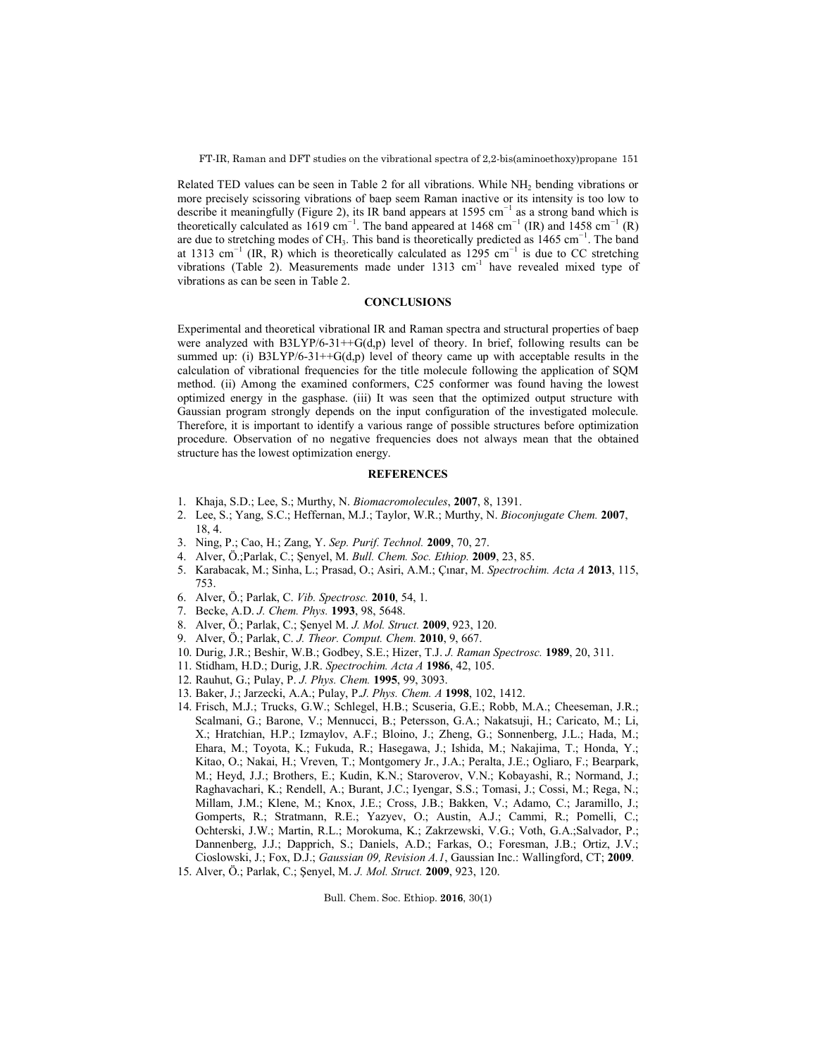Related TED values can be seen in Table 2 for all vibrations. While $NH_2$ bending vibrations or more precisely scissoring vibrations of baep seem Raman inactive or its intensity is too low to describe it meaningfully (Figure 2), its IR band appears at 1595 $cm^{-1}$ as a strong band which is theoretically calculated as 1619 $cm^{-1}$. The band appeared at 1468 $cm^{-1}$ (IR) and 1458 $cm^{-1}$ (R) are due to stretching modes of $CH_3$. This band is theoretically predicted as 1465 $cm^{-1}$. The band at 1313 $cm^{-1}$ (IR, R) which is theoretically calculated as 1295 $cm^{-1}$ is due to CC stretching vibrations (Table 2). Measurements made under 1313 $cm^{-1}$ have revealed mixed type of vibrations as can be seen in Table 2.

## CONCLUSIONS

Experimental and theoretical vibrational IR and Raman spectra and structural properties of baep were analyzed with B3LYP/6-31++G(d,p) level of theory. In brief, following results can be summed up: (i) B3LYP/6-31++G(d,p) level of theory came up with acceptable results in the calculation of vibrational frequencies for the title molecule following the application of SQM method. (ii) Among the examined conformers, C25 conformer was found having the lowest optimized energy in the gasphase. (iii) It was seen that the optimized output structure with Gaussian program strongly depends on the input configuration of the investigated molecule. Therefore, it is important to identify a various range of possible structures before optimization procedure. Observation of no negative frequencies does not always mean that the obtained structure has the lowest optimization energy.

## REFERENCES

1. Khaja, S.D.; Lee, S.; Murthy, N. *Biomacromolecules*, **2007**, 8, 1391.
2. Lee, S.; Yang, S.C.; Heffernan, M.J.; Taylor, W.R.; Murthy, N. *Bioconjugate Chem.* **2007**, 18, 4.
3. Ning, P.; Cao, H.; Zang, Y. *Sep. Purif. Technol.* **2009**, 70, 27.
4. Alver, Ö.;Parlak, C.; Şenyel, M. *Bull. Chem. Soc. Ethiop.* **2009**, 23, 85.
5. Karabacak, M.; Sinha, L.; Prasad, O.; Asiri, A.M.; Çınar, M. *Spectrochim. Acta A* **2013**, 115, 753.
6. Alver, Ö.; Parlak, C. *Vib. Spectrosc.* **2010**, 54, 1.
7. Becke, A.D. *J. Chem. Phys.* **1993**, 98, 5648.
8. Alver, Ö.; Parlak, C.; Şenyel M. *J. Mol. Struct.* **2009**, 923, 120.
9. Alver, Ö.; Parlak, C. *J. Theor. Comput. Chem.* **2010**, 9, 667.
10. Durig, J.R.; Beshir, W.B.; Godbey, S.E.; Hizer, T.J. *J. Raman Spectrosc.* **1989**, 20, 311.
11. Stidham, H.D.; Durig, J.R. *Spectrochim. Acta A* **1986**, 42, 105.
12. Rauhut, G.; Pulay, P. *J. Phys. Chem.* **1995**, 99, 3093.
13. Baker, J.; Jarzecki, A.A.; Pulay, P.*J. Phys. Chem. A* **1998**, 102, 1412.
14. Frisch, M.J.; Trucks, G.W.; Schlegel, H.B.; Scuseria, G.E.; Robb, M.A.; Cheeseman, J.R.; Scalmani, G.; Barone, V.; Mennucci, B.; Petersson, G.A.; Nakatsuji, H.; Caricato, M.; Li, X.; Hratchian, H.P.; Izmaylov, A.F.; Bloino, J.; Zheng, G.; Sonnenberg, J.L.; Hada, M.; Ehara, M.; Toyota, K.; Fukuda, R.; Hasegawa, J.; Ishida, M.; Nakajima, T.; Honda, Y.; Kitao, O.; Nakai, H.; Vreven, T.; Montgomery Jr., J.A.; Peralta, J.E.; Ogliaro, F.; Bearpark, M.; Heyd, J.J.; Brothers, E.; Kudin, K.N.; Staroverov, V.N.; Kobayashi, R.; Normand, J.; Raghavachari, K.; Rendell, A.; Burant, J.C.; Iyengar, S.S.; Tomasi, J.; Cossi, M.; Rega, N.; Millam, J.M.; Klene, M.; Knox, J.E.; Cross, J.B.; Bakken, V.; Adamo, C.; Jaramillo, J.; Gomperts, R.; Stratmann, R.E.; Yazyev, O.; Austin, A.J.; Cammi, R.; Pomelli, C.; Ochterski, J.W.; Martin, R.L.; Morokuma, K.; Zakrzewski, V.G.; Voth, G.A.;Salvador, P.; Dannenberg, J.J.; Dapprich, S.; Daniels, A.D.; Farkas, O.; Foresman, J.B.; Ortiz, J.V.; Cioslowski, J.; Fox, D.J.; *Gaussian 09, Revision A.1*, Gaussian Inc.: Wallingford, CT; **2009**.
15. Alver, Ö.; Parlak, C.; Şenyel, M. *J. Mol. Struct.* **2009**, 923, 120.